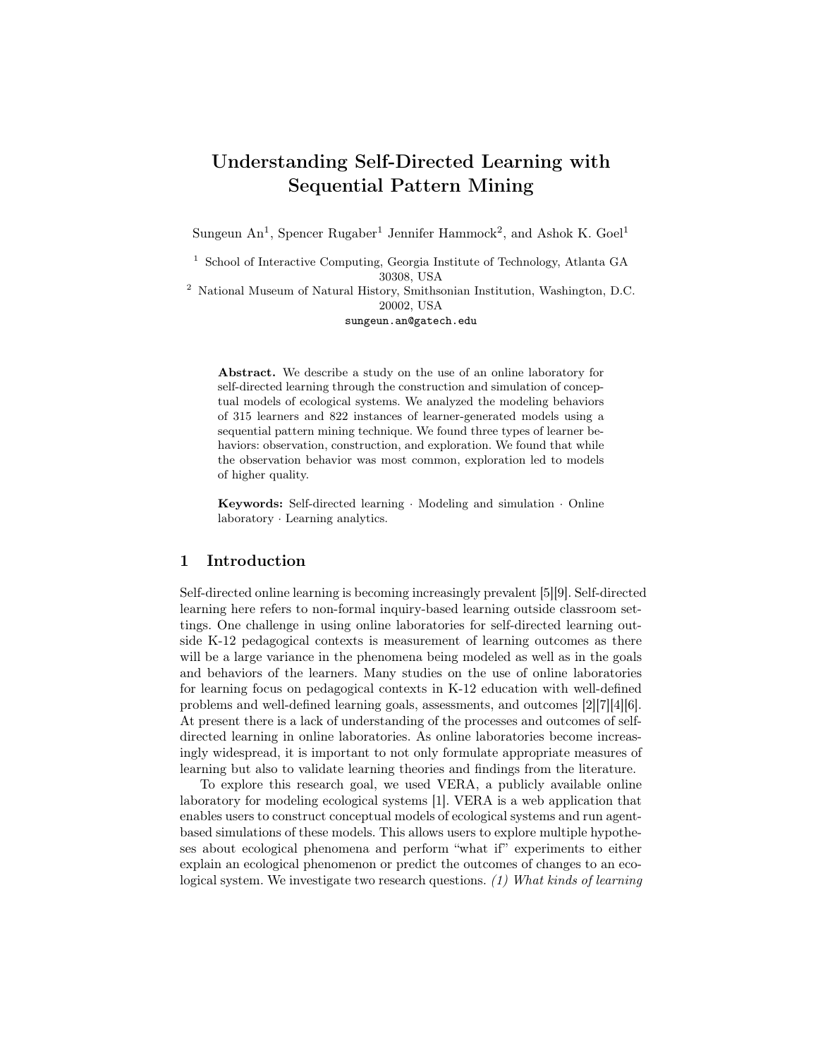# Understanding Self-Directed Learning with Sequential Pattern Mining

Sungeun An[1], Spencer Rugaber[1] Jennifer Hammock[2], and Ashok K. Goel[1]

[1] School of Interactive Computing, Georgia Institute of Technology, Atlanta GA 30308, USA

[2] National Museum of Natural History, Smithsonian Institution, Washington, D.C. 20002, USA

sungeun.an@gatech.edu

**Abstract.** We describe a study on the use of an online laboratory for self-directed learning through the construction and simulation of conceptual models of ecological systems. We analyzed the modeling behaviors of 315 learners and 822 instances of learner-generated models using a sequential pattern mining technique. We found three types of learner behaviors: observation, construction, and exploration. We found that while the observation behavior was most common, exploration led to models of higher quality.

**Keywords:** Self-directed learning · Modeling and simulation · Online laboratory · Learning analytics.

## 1 Introduction

Self-directed online learning is becoming increasingly prevalent [5][9]. Self-directed learning here refers to non-formal inquiry-based learning outside classroom settings. One challenge in using online laboratories for self-directed learning outside K-12 pedagogical contexts is measurement of learning outcomes as there will be a large variance in the phenomena being modeled as well as in the goals and behaviors of the learners. Many studies on the use of online laboratories for learning focus on pedagogical contexts in K-12 education with well-defined problems and well-defined learning goals, assessments, and outcomes [2][7][4][6]. At present there is a lack of understanding of the processes and outcomes of self-directed learning in online laboratories. As online laboratories become increasingly widespread, it is important to not only formulate appropriate measures of learning but also to validate learning theories and findings from the literature.

To explore this research goal, we used VERA, a publicly available online laboratory for modeling ecological systems [1]. VERA is a web application that enables users to construct conceptual models of ecological systems and run agent-based simulations of these models. This allows users to explore multiple hypotheses about ecological phenomena and perform "what if" experiments to either explain an ecological phenomenon or predict the outcomes of changes to an ecological system. We investigate two research questions. *(1) What kinds of learning*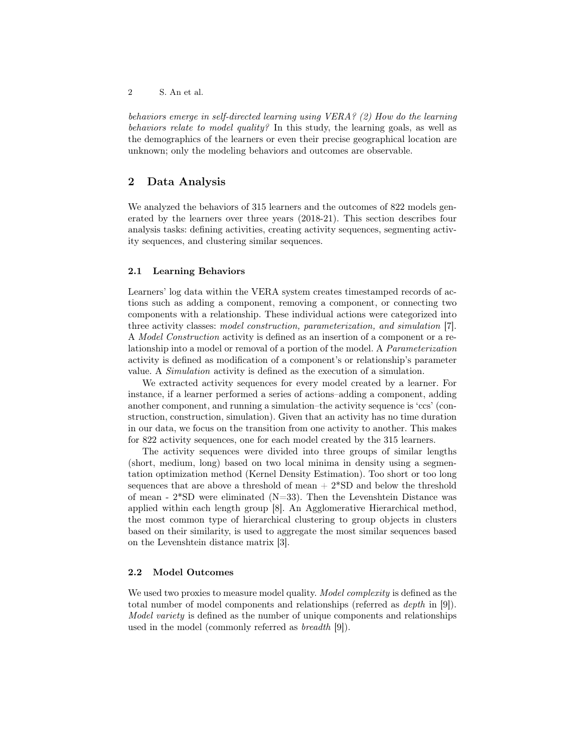*behaviors emerge in self-directed learning using VERA? (2) How do the learning behaviors relate to model quality?* In this study, the learning goals, as well as the demographics of the learners or even their precise geographical location are unknown; only the modeling behaviors and outcomes are observable.

## 2 Data Analysis

We analyzed the behaviors of 315 learners and the outcomes of 822 models generated by the learners over three years (2018-21). This section describes four analysis tasks: defining activities, creating activity sequences, segmenting activity sequences, and clustering similar sequences.

### 2.1 Learning Behaviors

Learners' log data within the VERA system creates timestamped records of actions such as adding a component, removing a component, or connecting two components with a relationship. These individual actions were categorized into three activity classes: *model construction, parameterization, and simulation* [7]. A *Model Construction* activity is defined as an insertion of a component or a relationship into a model or removal of a portion of the model. A *Parameterization* activity is defined as modification of a component's or relationship's parameter value. A *Simulation* activity is defined as the execution of a simulation.

We extracted activity sequences for every model created by a learner. For instance, if a learner performed a series of actions–adding a component, adding another component, and running a simulation–the activity sequence is 'ccs' (construction, construction, simulation). Given that an activity has no time duration in our data, we focus on the transition from one activity to another. This makes for 822 activity sequences, one for each model created by the 315 learners.

The activity sequences were divided into three groups of similar lengths (short, medium, long) based on two local minima in density using a segmentation optimization method (Kernel Density Estimation). Too short or too long sequences that are above a threshold of mean + 2*SD and below the threshold of mean - 2*SD were eliminated (N=33). Then the Levenshtein Distance was applied within each length group [8]. An Agglomerative Hierarchical method, the most common type of hierarchical clustering to group objects in clusters based on their similarity, is used to aggregate the most similar sequences based on the Levenshtein distance matrix [3].

### 2.2 Model Outcomes

We used two proxies to measure model quality. *Model complexity* is defined as the total number of model components and relationships (referred as *depth* in [9]). *Model variety* is defined as the number of unique components and relationships used in the model (commonly referred as *breadth* [9]).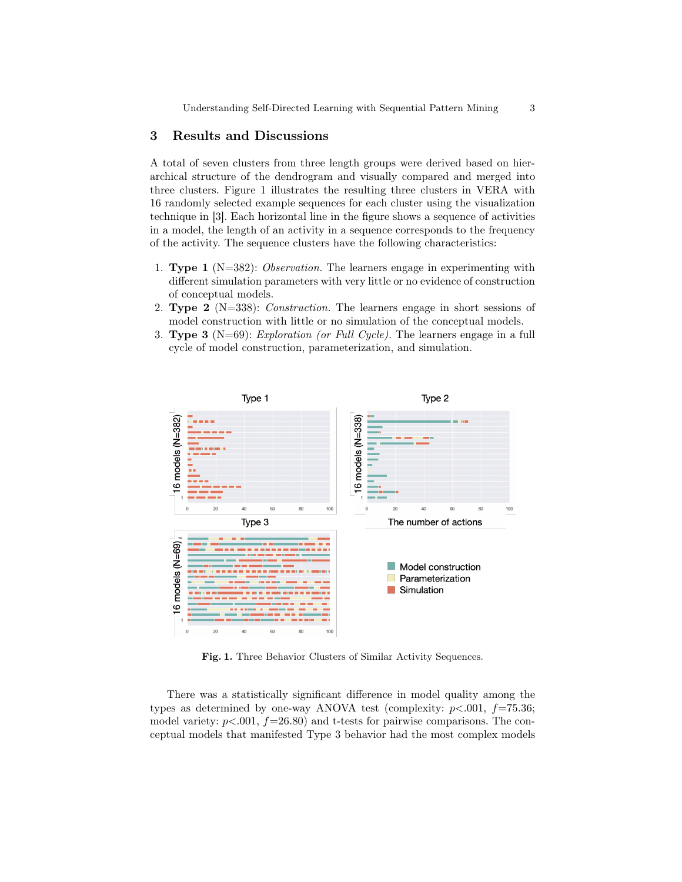## 3 Results and Discussions

A total of seven clusters from three length groups were derived based on hierarchical structure of the dendrogram and visually compared and merged into three clusters. Figure 1 illustrates the resulting three clusters in VERA with 16 randomly selected example sequences for each cluster using the visualization technique in [3]. Each horizontal line in the figure shows a sequence of activities in a model, the length of an activity in a sequence corresponds to the frequency of the activity. The sequence clusters have the following characteristics:

1. **Type 1** (N=382): *Observation.* The learners engage in experimenting with different simulation parameters with very little or no evidence of construction of conceptual models.
2. **Type 2** (N=338): *Construction.* The learners engage in short sessions of model construction with little or no simulation of the conceptual models.
3. **Type 3** (N=69): *Exploration (or Full Cycle).* The learners engage in a full cycle of model construction, parameterization, and simulation.

**Fig. 1.** Three Behavior Clusters of Similar Activity Sequences.

There was a statistically significant difference in model quality among the types as determined by one-way ANOVA test (complexity: $p<.001$, $f=75.36$; model variety: $p<.001$, $f=26.80$) and t-tests for pairwise comparisons. The conceptual models that manifested Type 3 behavior had the most complex models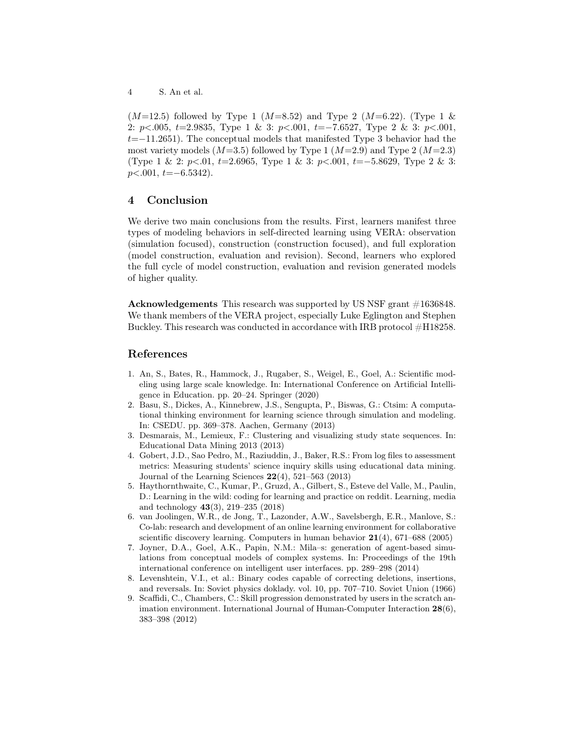($M$=12.5) followed by Type 1 ($M$=8.52) and Type 2 ($M$=6.22). (Type 1 & 2: $p$<.005, $t$=2.9835, Type 1 & 3: $p$<.001, $t$=−7.6527, Type 2 & 3: $p$<.001, $t$=−11.2651). The conceptual models that manifested Type 3 behavior had the most variety models ($M$=3.5) followed by Type 1 ($M$=2.9) and Type 2 ($M$=2.3) (Type 1 & 2: $p$<.01, $t$=2.6965, Type 1 & 3: $p$<.001, $t$=−5.8629, Type 2 & 3: $p$<.001, $t$=−6.5342).

## 4 Conclusion

We derive two main conclusions from the results. First, learners manifest three types of modeling behaviors in self-directed learning using VERA: observation (simulation focused), construction (construction focused), and full exploration (model construction, evaluation and revision). Second, learners who explored the full cycle of model construction, evaluation and revision generated models of higher quality.

**Acknowledgements** This research was supported by US NSF grant #1636848. We thank members of the VERA project, especially Luke Eglington and Stephen Buckley. This research was conducted in accordance with IRB protocol #H18258.

## References

1. An, S., Bates, R., Hammock, J., Rugaber, S., Weigel, E., Goel, A.: Scientific modeling using large scale knowledge. In: International Conference on Artificial Intelligence in Education. pp. 20–24. Springer (2020)
2. Basu, S., Dickes, A., Kinnebrew, J.S., Sengupta, P., Biswas, G.: Ctsim: A computational thinking environment for learning science through simulation and modeling. In: CSEDU. pp. 369–378. Aachen, Germany (2013)
3. Desmarais, M., Lemieux, F.: Clustering and visualizing study state sequences. In: Educational Data Mining 2013 (2013)
4. Gobert, J.D., Sao Pedro, M., Raziuddin, J., Baker, R.S.: From log files to assessment metrics: Measuring students' science inquiry skills using educational data mining. Journal of the Learning Sciences **22**(4), 521–563 (2013)
5. Haythornthwaite, C., Kumar, P., Gruzd, A., Gilbert, S., Esteve del Valle, M., Paulin, D.: Learning in the wild: coding for learning and practice on reddit. Learning, media and technology **43**(3), 219–235 (2018)
6. van Joolingen, W.R., de Jong, T., Lazonder, A.W., Savelsbergh, E.R., Manlove, S.: Co-lab: research and development of an online learning environment for collaborative scientific discovery learning. Computers in human behavior **21**(4), 671–688 (2005)
7. Joyner, D.A., Goel, A.K., Papin, N.M.: Mila–s: generation of agent-based simulations from conceptual models of complex systems. In: Proceedings of the 19th international conference on intelligent user interfaces. pp. 289–298 (2014)
8. Levenshtein, V.I., et al.: Binary codes capable of correcting deletions, insertions, and reversals. In: Soviet physics doklady. vol. 10, pp. 707–710. Soviet Union (1966)
9. Scaffidi, C., Chambers, C.: Skill progression demonstrated by users in the scratch animation environment. International Journal of Human-Computer Interaction **28**(6), 383–398 (2012)